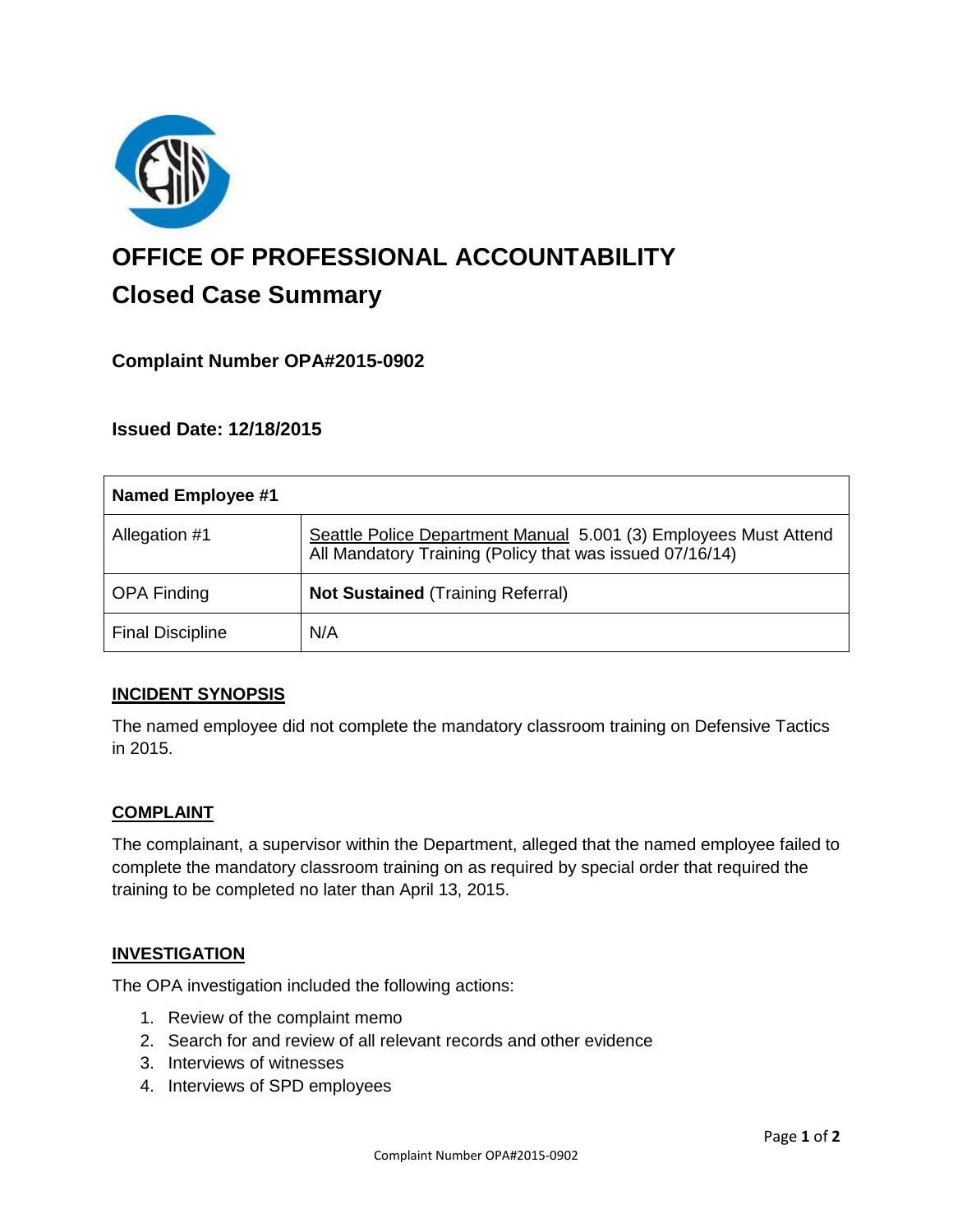# OFFICE OF PROFESSIONAL ACCOUNTABILITY

## Closed Case Summary

### Complaint Number OPA#2015-0902

### Issued Date: 12/18/2015

| Named Employee #1 | |
|---|---|
| Allegation #1 | Seattle Police Department Manual 5.001 (3) Employees Must Attend All Mandatory Training (Policy that was issued 07/16/14) |
| OPA Finding | **Not Sustained** (Training Referral) |
| Final Discipline | N/A |

**INCIDENT SYNOPSIS**

The named employee did not complete the mandatory classroom training on Defensive Tactics in 2015.

**COMPLAINT**

The complainant, a supervisor within the Department, alleged that the named employee failed to complete the mandatory classroom training on as required by special order that required the training to be completed no later than April 13, 2015.

**INVESTIGATION**

The OPA investigation included the following actions:

1. Review of the complaint memo
2. Search for and review of all relevant records and other evidence
3. Interviews of witnesses
4. Interviews of SPD employees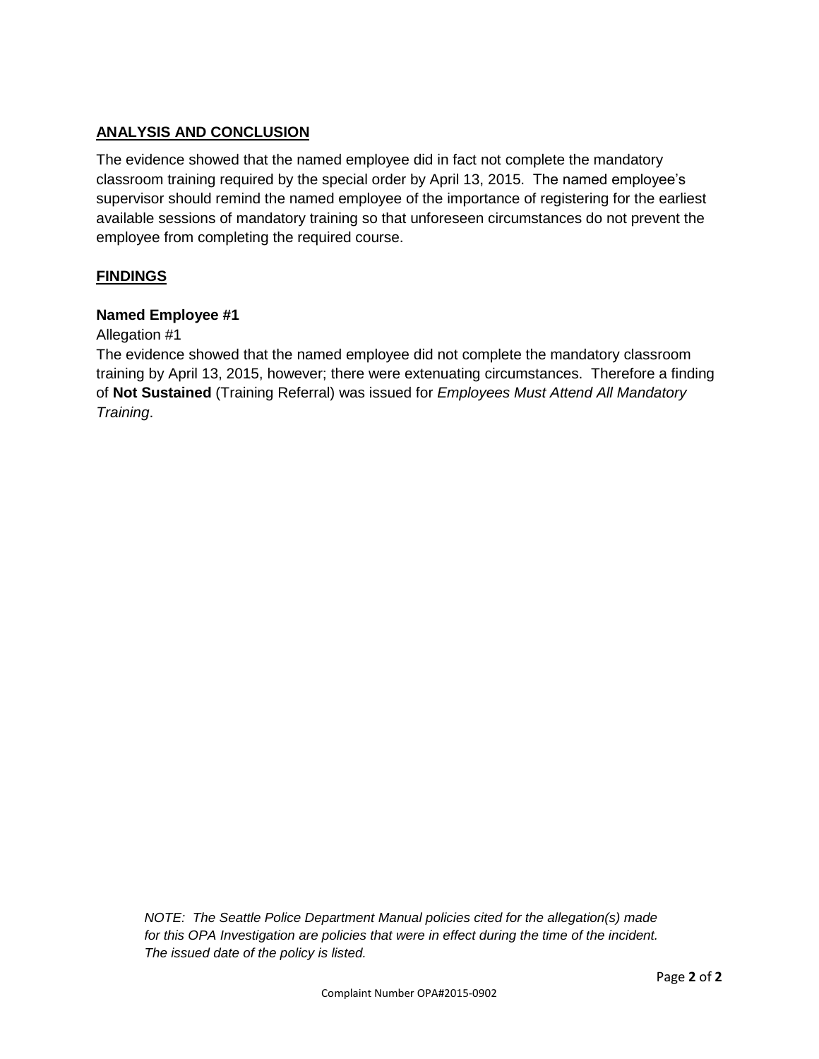## ANALYSIS AND CONCLUSION

The evidence showed that the named employee did in fact not complete the mandatory classroom training required by the special order by April 13, 2015. The named employee's supervisor should remind the named employee of the importance of registering for the earliest available sessions of mandatory training so that unforeseen circumstances do not prevent the employee from completing the required course.

## FINDINGS

**Named Employee #1**

Allegation #1

The evidence showed that the named employee did not complete the mandatory classroom training by April 13, 2015, however; there were extenuating circumstances. Therefore a finding of **Not Sustained** (Training Referral) was issued for *Employees Must Attend All Mandatory Training*.

*NOTE: The Seattle Police Department Manual policies cited for the allegation(s) made for this OPA Investigation are policies that were in effect during the time of the incident. The issued date of the policy is listed.*

Complaint Number OPA#2015-0902